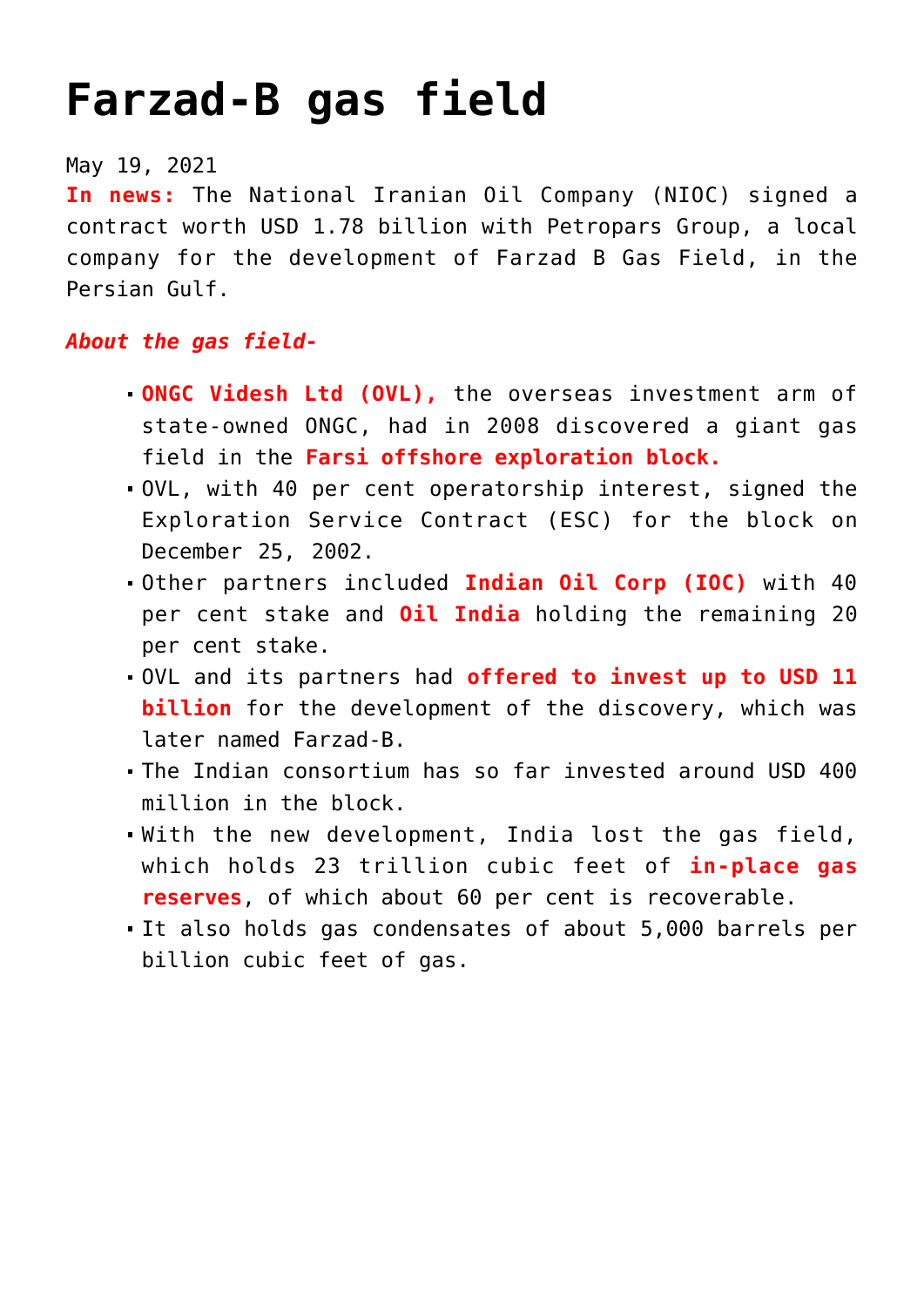# Farzad-B gas field

May 19, 2021

**In news:** The National Iranian Oil Company (NIOC) signed a contract worth USD 1.78 billion with Petropars Group, a local company for the development of Farzad B Gas Field, in the Persian Gulf.

***About the gas field-***

- **ONGC Videsh Ltd (OVL),** the overseas investment arm of state-owned ONGC, had in 2008 discovered a giant gas field in the **Farsi offshore exploration block.**
- OVL, with 40 per cent operatorship interest, signed the Exploration Service Contract (ESC) for the block on December 25, 2002.
- Other partners included **Indian Oil Corp (IOC)** with 40 per cent stake and **Oil India** holding the remaining 20 per cent stake.
- OVL and its partners had **offered to invest up to USD 11 billion** for the development of the discovery, which was later named Farzad-B.
- The Indian consortium has so far invested around USD 400 million in the block.
- With the new development, India lost the gas field, which holds 23 trillion cubic feet of **in-place gas reserves**, of which about 60 per cent is recoverable.
- It also holds gas condensates of about 5,000 barrels per billion cubic feet of gas.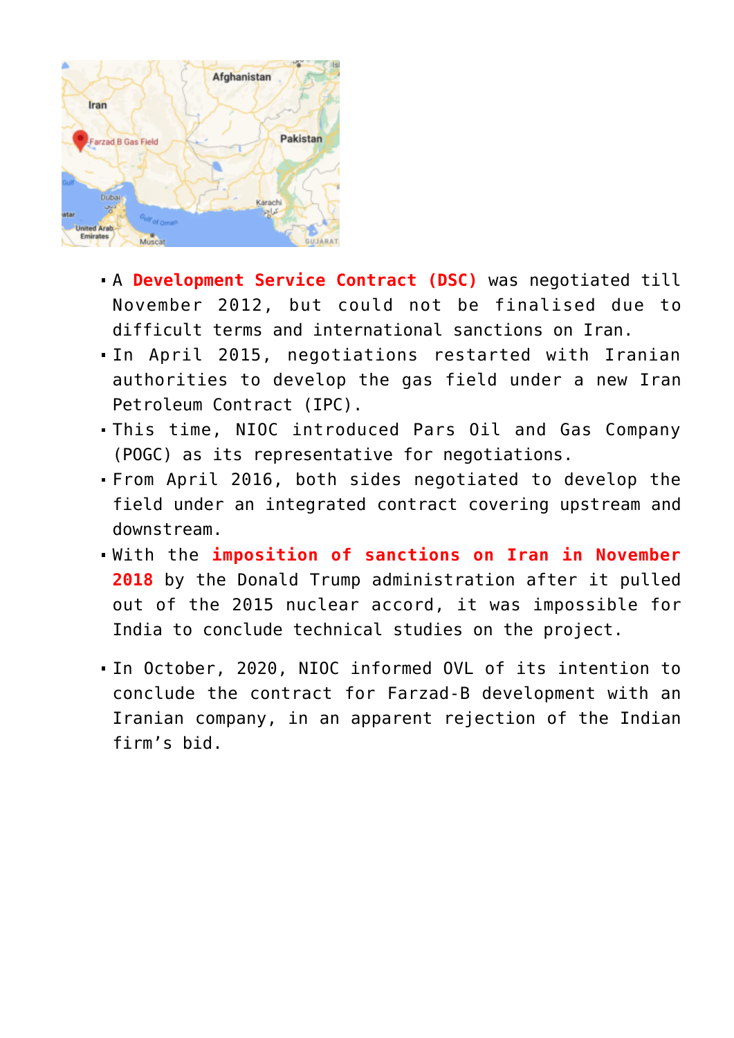- A **Development Service Contract (DSC)** was negotiated till November 2012, but could not be finalised due to difficult terms and international sanctions on Iran.
- In April 2015, negotiations restarted with Iranian authorities to develop the gas field under a new Iran Petroleum Contract (IPC).
- This time, NIOC introduced Pars Oil and Gas Company (POGC) as its representative for negotiations.
- From April 2016, both sides negotiated to develop the field under an integrated contract covering upstream and downstream.
- With the **imposition of sanctions on Iran in November 2018** by the Donald Trump administration after it pulled out of the 2015 nuclear accord, it was impossible for India to conclude technical studies on the project.
- In October, 2020, NIOC informed OVL of its intention to conclude the contract for Farzad-B development with an Iranian company, in an apparent rejection of the Indian firm's bid.